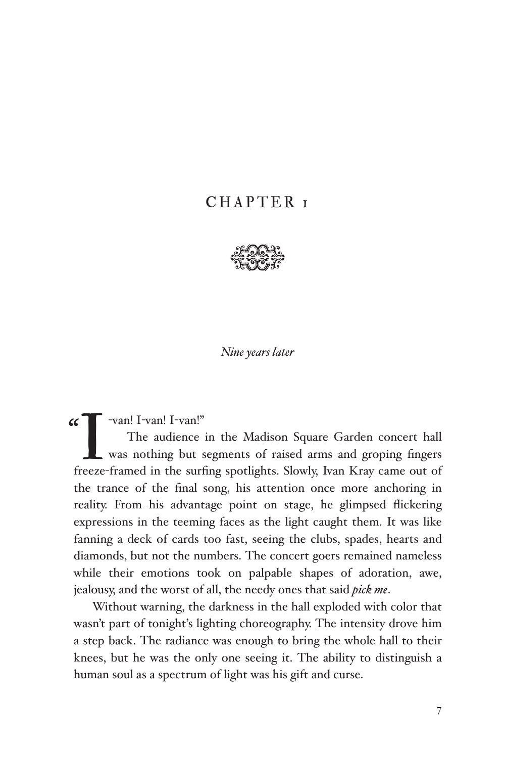# CHAPTER 1

*Nine years later*

"I-van! I-van! I-van!"

The audience in the Madison Square Garden concert hall was nothing but segments of raised arms and groping fingers freeze-framed in the surfing spotlights. Slowly, Ivan Kray came out of the trance of the final song, his attention once more anchoring in reality. From his advantage point on stage, he glimpsed flickering expressions in the teeming faces as the light caught them. It was like fanning a deck of cards too fast, seeing the clubs, spades, hearts and diamonds, but not the numbers. The concert goers remained nameless while their emotions took on palpable shapes of adoration, awe, jealousy, and the worst of all, the needy ones that said ***pick me***.

Without warning, the darkness in the hall exploded with color that wasn't part of tonight's lighting choreography. The intensity drove him a step back. The radiance was enough to bring the whole hall to their knees, but he was the only one seeing it. The ability to distinguish a human soul as a spectrum of light was his gift and curse.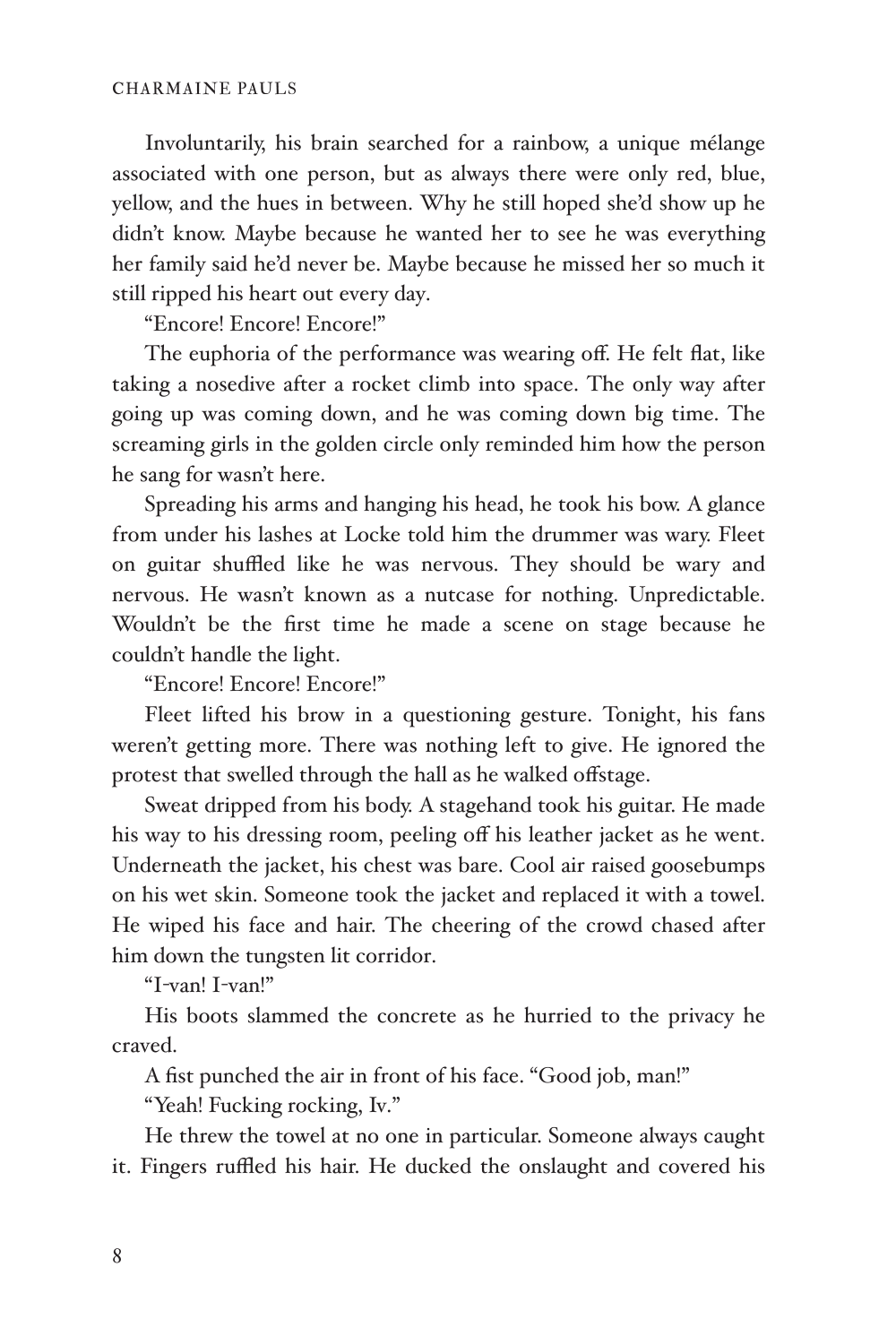Involuntarily, his brain searched for a rainbow, a unique mélange associated with one person, but as always there were only red, blue, yellow, and the hues in between. Why he still hoped she'd show up he didn't know. Maybe because he wanted her to see he was everything her family said he'd never be. Maybe because he missed her so much it still ripped his heart out every day.

"Encore! Encore! Encore!"

The euphoria of the performance was wearing off. He felt flat, like taking a nosedive after a rocket climb into space. The only way after going up was coming down, and he was coming down big time. The screaming girls in the golden circle only reminded him how the person he sang for wasn't here.

Spreading his arms and hanging his head, he took his bow. A glance from under his lashes at Locke told him the drummer was wary. Fleet on guitar shuffled like he was nervous. They should be wary and nervous. He wasn't known as a nutcase for nothing. Unpredictable. Wouldn't be the first time he made a scene on stage because he couldn't handle the light.

"Encore! Encore! Encore!"

Fleet lifted his brow in a questioning gesture. Tonight, his fans weren't getting more. There was nothing left to give. He ignored the protest that swelled through the hall as he walked offstage.

Sweat dripped from his body. A stagehand took his guitar. He made his way to his dressing room, peeling off his leather jacket as he went. Underneath the jacket, his chest was bare. Cool air raised goosebumps on his wet skin. Someone took the jacket and replaced it with a towel. He wiped his face and hair. The cheering of the crowd chased after him down the tungsten lit corridor.

"I-van! I-van!"

His boots slammed the concrete as he hurried to the privacy he craved.

A fist punched the air in front of his face. "Good job, man!"

"Yeah! Fucking rocking, Iv."

He threw the towel at no one in particular. Someone always caught it. Fingers ruffled his hair. He ducked the onslaught and covered his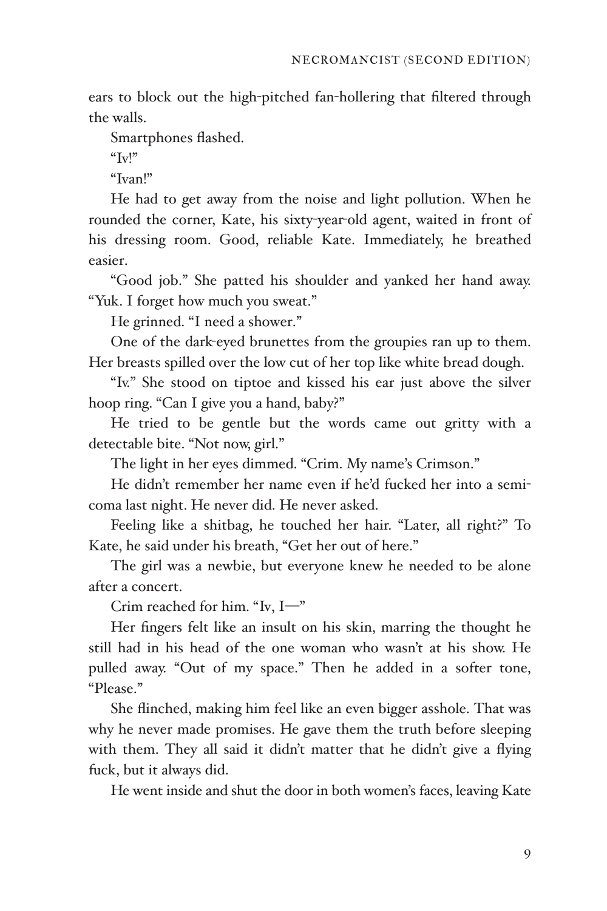ears to block out the high-pitched fan-hollering that filtered through the walls.

Smartphones flashed.

"Iv!"

"Ivan!"

He had to get away from the noise and light pollution. When he rounded the corner, Kate, his sixty-year-old agent, waited in front of his dressing room. Good, reliable Kate. Immediately, he breathed easier.

"Good job." She patted his shoulder and yanked her hand away. "Yuk. I forget how much you sweat."

He grinned. "I need a shower."

One of the dark-eyed brunettes from the groupies ran up to them. Her breasts spilled over the low cut of her top like white bread dough.

"Iv." She stood on tiptoe and kissed his ear just above the silver hoop ring. "Can I give you a hand, baby?"

He tried to be gentle but the words came out gritty with a detectable bite. "Not now, girl."

The light in her eyes dimmed. "Crim. My name's Crimson."

He didn't remember her name even if he'd fucked her into a semi-coma last night. He never did. He never asked.

Feeling like a shitbag, he touched her hair. "Later, all right?" To Kate, he said under his breath, "Get her out of here."

The girl was a newbie, but everyone knew he needed to be alone after a concert.

Crim reached for him. "Iv, I—"

Her fingers felt like an insult on his skin, marring the thought he still had in his head of the one woman who wasn't at his show. He pulled away. "Out of my space." Then he added in a softer tone, "Please."

She flinched, making him feel like an even bigger asshole. That was why he never made promises. He gave them the truth before sleeping with them. They all said it didn't matter that he didn't give a flying fuck, but it always did.

He went inside and shut the door in both women's faces, leaving Kate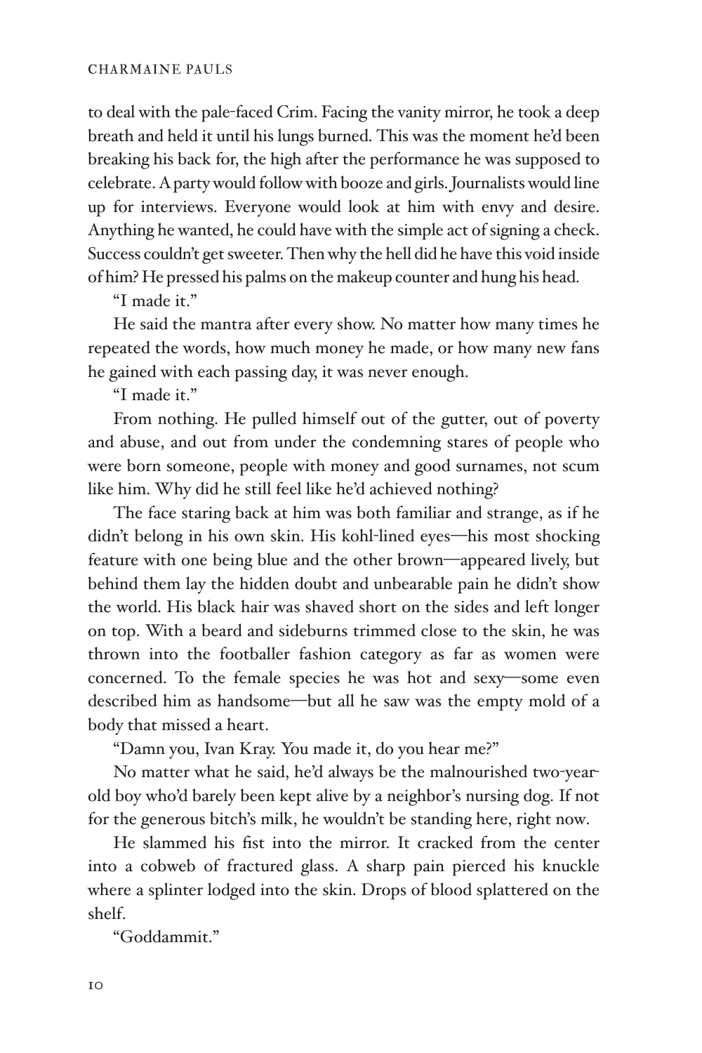to deal with the pale-faced Crim. Facing the vanity mirror, he took a deep breath and held it until his lungs burned. This was the moment he'd been breaking his back for, the high after the performance he was supposed to celebrate. A party would follow with booze and girls. Journalists would line up for interviews. Everyone would look at him with envy and desire. Anything he wanted, he could have with the simple act of signing a check. Success couldn't get sweeter. Then why the hell did he have this void inside of him? He pressed his palms on the makeup counter and hung his head.

"I made it."

He said the mantra after every show. No matter how many times he repeated the words, how much money he made, or how many new fans he gained with each passing day, it was never enough.

"I made it."

From nothing. He pulled himself out of the gutter, out of poverty and abuse, and out from under the condemning stares of people who were born someone, people with money and good surnames, not scum like him. Why did he still feel like he'd achieved nothing?

The face staring back at him was both familiar and strange, as if he didn't belong in his own skin. His kohl-lined eyes—his most shocking feature with one being blue and the other brown—appeared lively, but behind them lay the hidden doubt and unbearable pain he didn't show the world. His black hair was shaved short on the sides and left longer on top. With a beard and sideburns trimmed close to the skin, he was thrown into the footballer fashion category as far as women were concerned. To the female species he was hot and sexy—some even described him as handsome—but all he saw was the empty mold of a body that missed a heart.

"Damn you, Ivan Kray. You made it, do you hear me?"

No matter what he said, he'd always be the malnourished two-year-old boy who'd barely been kept alive by a neighbor's nursing dog. If not for the generous bitch's milk, he wouldn't be standing here, right now.

He slammed his fist into the mirror. It cracked from the center into a cobweb of fractured glass. A sharp pain pierced his knuckle where a splinter lodged into the skin. Drops of blood splattered on the shelf.

"Goddammit."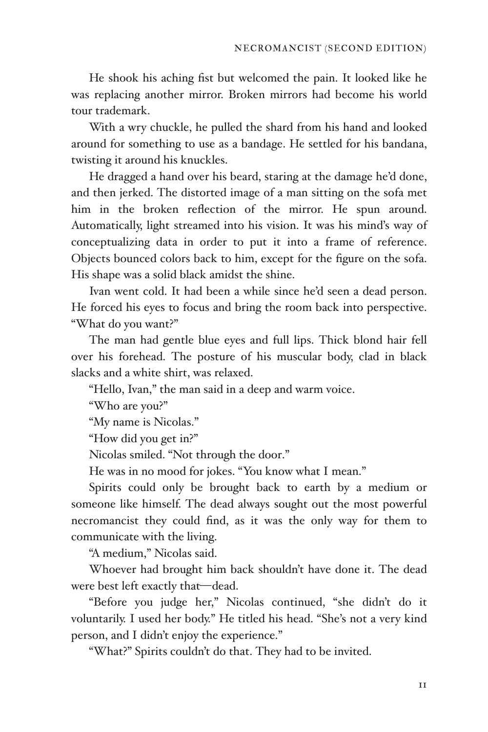He shook his aching fist but welcomed the pain. It looked like he was replacing another mirror. Broken mirrors had become his world tour trademark.

With a wry chuckle, he pulled the shard from his hand and looked around for something to use as a bandage. He settled for his bandana, twisting it around his knuckles.

He dragged a hand over his beard, staring at the damage he'd done, and then jerked. The distorted image of a man sitting on the sofa met him in the broken reflection of the mirror. He spun around. Automatically, light streamed into his vision. It was his mind's way of conceptualizing data in order to put it into a frame of reference. Objects bounced colors back to him, except for the figure on the sofa. His shape was a solid black amidst the shine.

Ivan went cold. It had been a while since he'd seen a dead person. He forced his eyes to focus and bring the room back into perspective. "What do you want?"

The man had gentle blue eyes and full lips. Thick blond hair fell over his forehead. The posture of his muscular body, clad in black slacks and a white shirt, was relaxed.

"Hello, Ivan," the man said in a deep and warm voice.

"Who are you?"

"My name is Nicolas."

"How did you get in?"

Nicolas smiled. "Not through the door."

He was in no mood for jokes. "You know what I mean."

Spirits could only be brought back to earth by a medium or someone like himself. The dead always sought out the most powerful necromancist they could find, as it was the only way for them to communicate with the living.

"A medium," Nicolas said.

Whoever had brought him back shouldn't have done it. The dead were best left exactly that—dead.

"Before you judge her," Nicolas continued, "she didn't do it voluntarily. I used her body." He titled his head. "She's not a very kind person, and I didn't enjoy the experience."

"What?" Spirits couldn't do that. They had to be invited.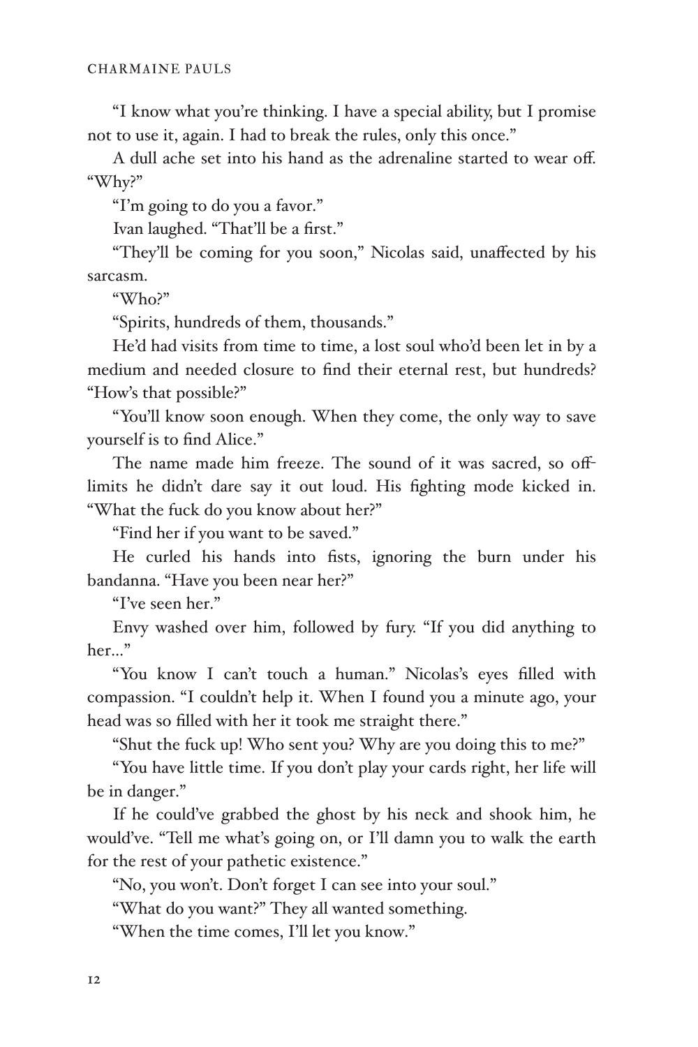"I know what you're thinking. I have a special ability, but I promise not to use it, again. I had to break the rules, only this once."

A dull ache set into his hand as the adrenaline started to wear off. "Why?"

"I'm going to do you a favor."

Ivan laughed. "That'll be a first."

"They'll be coming for you soon," Nicolas said, unaffected by his sarcasm.

"Who?"

"Spirits, hundreds of them, thousands."

He'd had visits from time to time, a lost soul who'd been let in by a medium and needed closure to find their eternal rest, but hundreds? "How's that possible?"

"You'll know soon enough. When they come, the only way to save yourself is to find Alice."

The name made him freeze. The sound of it was sacred, so off-limits he didn't dare say it out loud. His fighting mode kicked in. "What the fuck do you know about her?"

"Find her if you want to be saved."

He curled his hands into fists, ignoring the burn under his bandanna. "Have you been near her?"

"I've seen her."

Envy washed over him, followed by fury. "If you did anything to her..."

"You know I can't touch a human." Nicolas's eyes filled with compassion. "I couldn't help it. When I found you a minute ago, your head was so filled with her it took me straight there."

"Shut the fuck up! Who sent you? Why are you doing this to me?"

"You have little time. If you don't play your cards right, her life will be in danger."

If he could've grabbed the ghost by his neck and shook him, he would've. "Tell me what's going on, or I'll damn you to walk the earth for the rest of your pathetic existence."

"No, you won't. Don't forget I can see into your soul."

"What do you want?" They all wanted something.

"When the time comes, I'll let you know."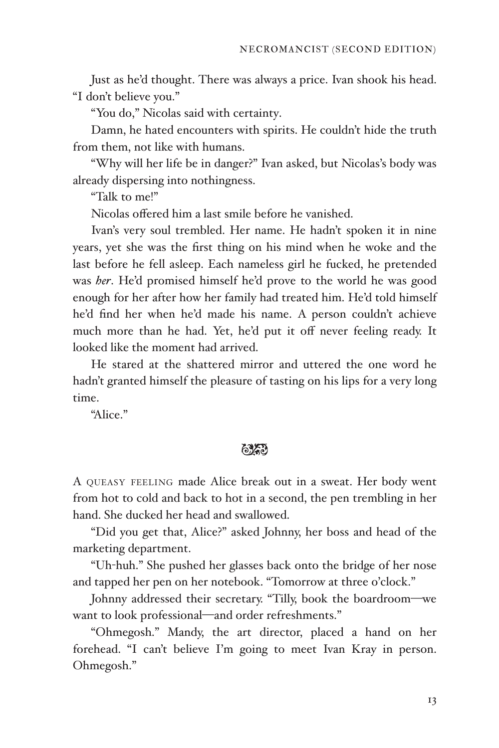Just as he'd thought. There was always a price. Ivan shook his head. "I don't believe you."

"You do," Nicolas said with certainty.

Damn, he hated encounters with spirits. He couldn't hide the truth from them, not like with humans.

"Why will her life be in danger?" Ivan asked, but Nicolas's body was already dispersing into nothingness.

"Talk to me!"

Nicolas offered him a last smile before he vanished.

Ivan's very soul trembled. Her name. He hadn't spoken it in nine years, yet she was the first thing on his mind when he woke and the last before he fell asleep. Each nameless girl he fucked, he pretended was *her*. He'd promised himself he'd prove to the world he was good enough for her after how her family had treated him. He'd told himself he'd find her when he'd made his name. A person couldn't achieve much more than he had. Yet, he'd put it off never feeling ready. It looked like the moment had arrived.

He stared at the shattered mirror and uttered the one word he hadn't granted himself the pleasure of tasting on his lips for a very long time.

"Alice."

---

A QUEASY FEELING made Alice break out in a sweat. Her body went from hot to cold and back to hot in a second, the pen trembling in her hand. She ducked her head and swallowed.

"Did you get that, Alice?" asked Johnny, her boss and head of the marketing department.

"Uh-huh." She pushed her glasses back onto the bridge of her nose and tapped her pen on her notebook. "Tomorrow at three o'clock."

Johnny addressed their secretary. "Tilly, book the boardroom—we want to look professional—and order refreshments."

"Ohmegosh." Mandy, the art director, placed a hand on her forehead. "I can't believe I'm going to meet Ivan Kray in person. Ohmegosh."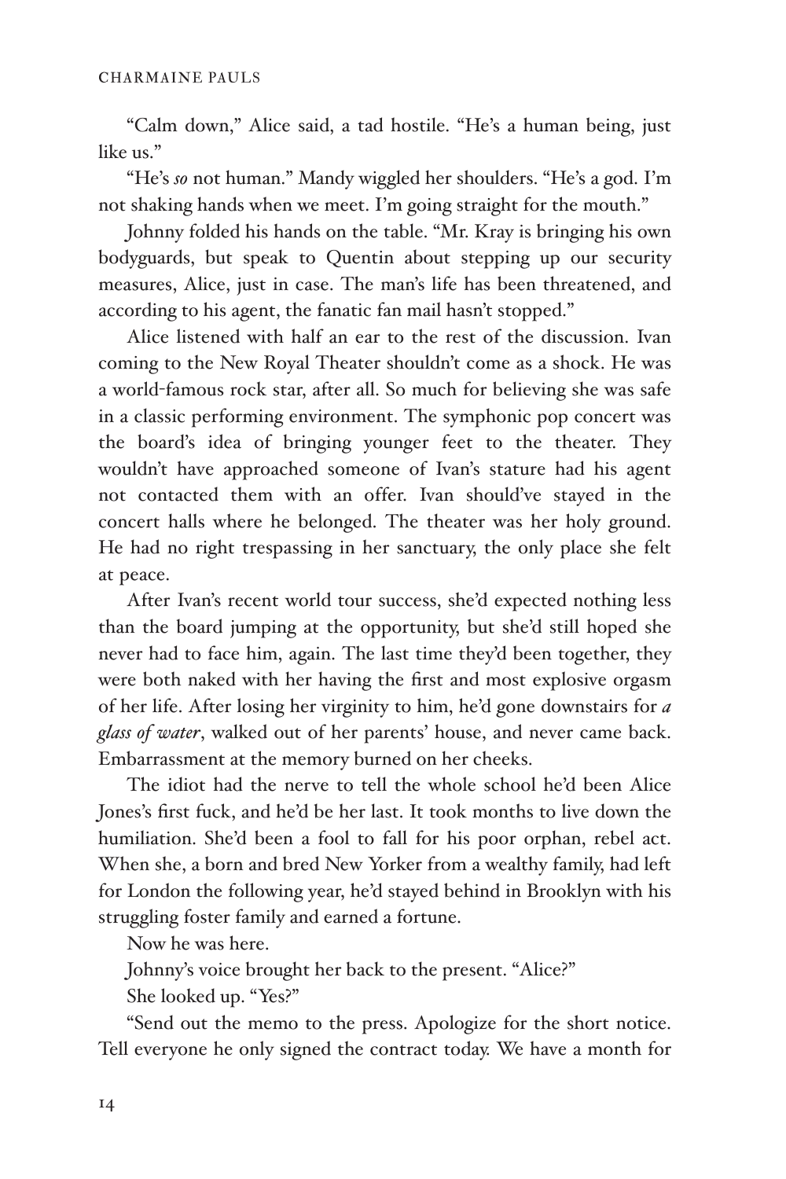"Calm down," Alice said, a tad hostile. "He's a human being, just like us."

"He's *so* not human." Mandy wiggled her shoulders. "He's a god. I'm not shaking hands when we meet. I'm going straight for the mouth."

Johnny folded his hands on the table. "Mr. Kray is bringing his own bodyguards, but speak to Quentin about stepping up our security measures, Alice, just in case. The man's life has been threatened, and according to his agent, the fanatic fan mail hasn't stopped."

Alice listened with half an ear to the rest of the discussion. Ivan coming to the New Royal Theater shouldn't come as a shock. He was a world-famous rock star, after all. So much for believing she was safe in a classic performing environment. The symphonic pop concert was the board's idea of bringing younger feet to the theater. They wouldn't have approached someone of Ivan's stature had his agent not contacted them with an offer. Ivan should've stayed in the concert halls where he belonged. The theater was her holy ground. He had no right trespassing in her sanctuary, the only place she felt at peace.

After Ivan's recent world tour success, she'd expected nothing less than the board jumping at the opportunity, but she'd still hoped she never had to face him, again. The last time they'd been together, they were both naked with her having the first and most explosive orgasm of her life. After losing her virginity to him, he'd gone downstairs for *a glass of water*, walked out of her parents' house, and never came back. Embarrassment at the memory burned on her cheeks.

The idiot had the nerve to tell the whole school he'd been Alice Jones's first fuck, and he'd be her last. It took months to live down the humiliation. She'd been a fool to fall for his poor orphan, rebel act. When she, a born and bred New Yorker from a wealthy family, had left for London the following year, he'd stayed behind in Brooklyn with his struggling foster family and earned a fortune.

Now he was here.

Johnny's voice brought her back to the present. "Alice?"

She looked up. "Yes?"

"Send out the memo to the press. Apologize for the short notice. Tell everyone he only signed the contract today. We have a month for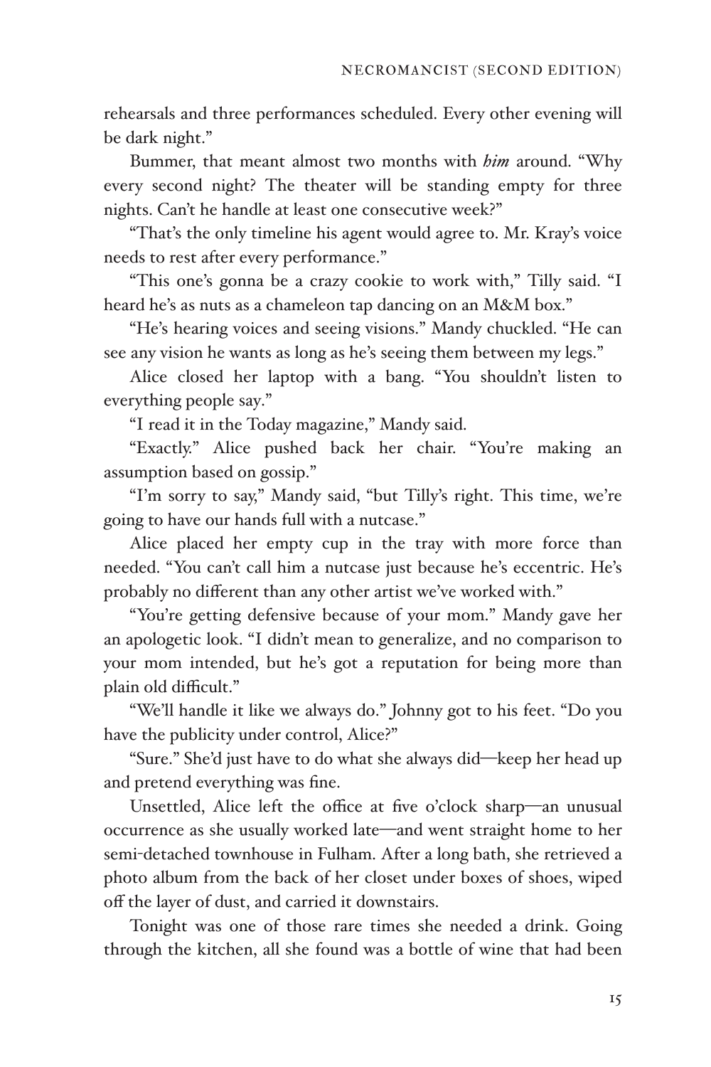rehearsals and three performances scheduled. Every other evening will be dark night."

Bummer, that meant almost two months with *him* around. "Why every second night? The theater will be standing empty for three nights. Can't he handle at least one consecutive week?"

"That's the only timeline his agent would agree to. Mr. Kray's voice needs to rest after every performance."

"This one's gonna be a crazy cookie to work with," Tilly said. "I heard he's as nuts as a chameleon tap dancing on an M&M box."

"He's hearing voices and seeing visions." Mandy chuckled. "He can see any vision he wants as long as he's seeing them between my legs."

Alice closed her laptop with a bang. "You shouldn't listen to everything people say."

"I read it in the Today magazine," Mandy said.

"Exactly." Alice pushed back her chair. "You're making an assumption based on gossip."

"I'm sorry to say," Mandy said, "but Tilly's right. This time, we're going to have our hands full with a nutcase."

Alice placed her empty cup in the tray with more force than needed. "You can't call him a nutcase just because he's eccentric. He's probably no different than any other artist we've worked with."

"You're getting defensive because of your mom." Mandy gave her an apologetic look. "I didn't mean to generalize, and no comparison to your mom intended, but he's got a reputation for being more than plain old difficult."

"We'll handle it like we always do." Johnny got to his feet. "Do you have the publicity under control, Alice?"

"Sure." She'd just have to do what she always did—keep her head up and pretend everything was fine.

Unsettled, Alice left the office at five o'clock sharp—an unusual occurrence as she usually worked late—and went straight home to her semi-detached townhouse in Fulham. After a long bath, she retrieved a photo album from the back of her closet under boxes of shoes, wiped off the layer of dust, and carried it downstairs.

Tonight was one of those rare times she needed a drink. Going through the kitchen, all she found was a bottle of wine that had been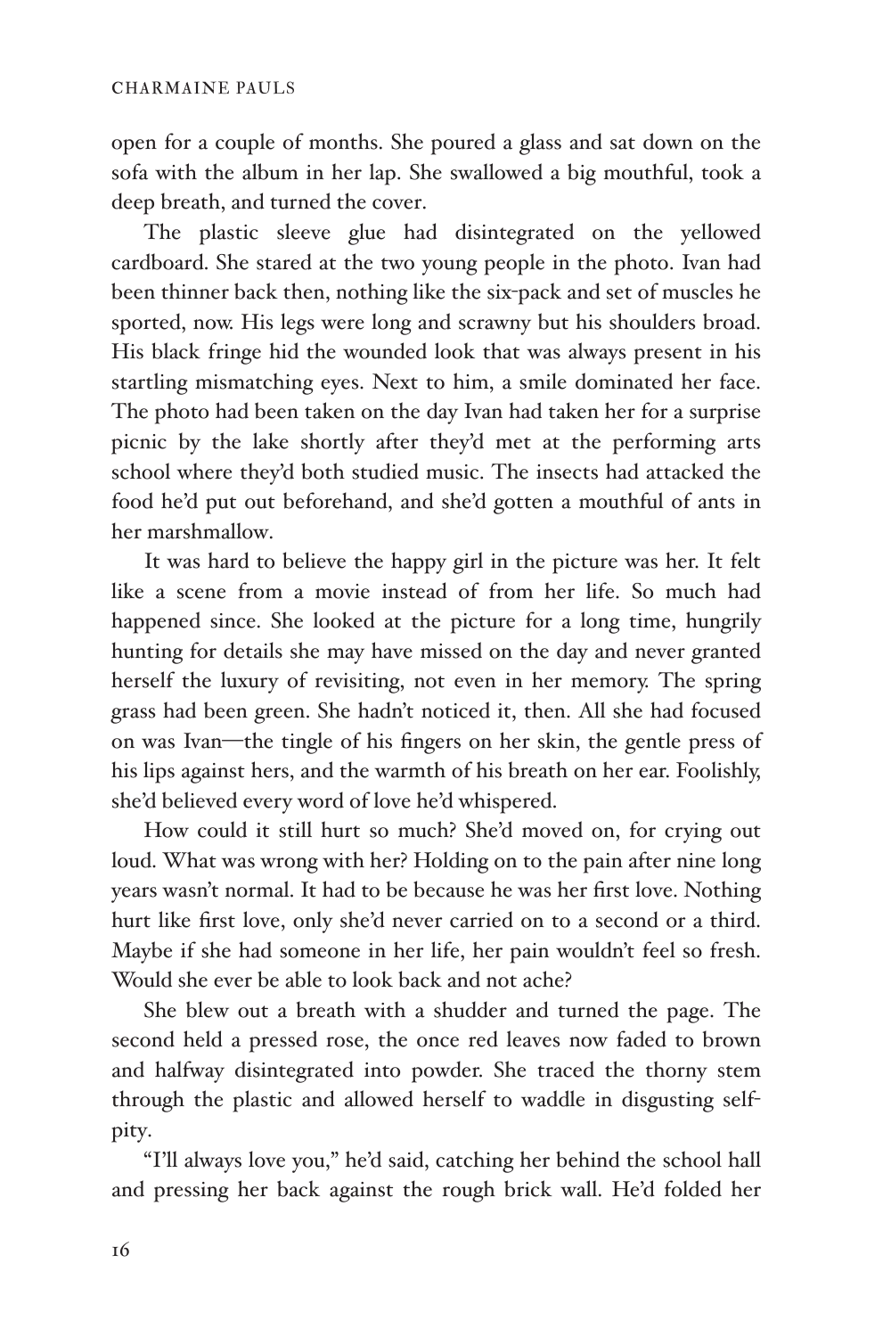open for a couple of months. She poured a glass and sat down on the sofa with the album in her lap. She swallowed a big mouthful, took a deep breath, and turned the cover.

The plastic sleeve glue had disintegrated on the yellowed cardboard. She stared at the two young people in the photo. Ivan had been thinner back then, nothing like the six-pack and set of muscles he sported, now. His legs were long and scrawny but his shoulders broad. His black fringe hid the wounded look that was always present in his startling mismatching eyes. Next to him, a smile dominated her face. The photo had been taken on the day Ivan had taken her for a surprise picnic by the lake shortly after they'd met at the performing arts school where they'd both studied music. The insects had attacked the food he'd put out beforehand, and she'd gotten a mouthful of ants in her marshmallow.

It was hard to believe the happy girl in the picture was her. It felt like a scene from a movie instead of from her life. So much had happened since. She looked at the picture for a long time, hungrily hunting for details she may have missed on the day and never granted herself the luxury of revisiting, not even in her memory. The spring grass had been green. She hadn't noticed it, then. All she had focused on was Ivan—the tingle of his fingers on her skin, the gentle press of his lips against hers, and the warmth of his breath on her ear. Foolishly, she'd believed every word of love he'd whispered.

How could it still hurt so much? She'd moved on, for crying out loud. What was wrong with her? Holding on to the pain after nine long years wasn't normal. It had to be because he was her first love. Nothing hurt like first love, only she'd never carried on to a second or a third. Maybe if she had someone in her life, her pain wouldn't feel so fresh. Would she ever be able to look back and not ache?

She blew out a breath with a shudder and turned the page. The second held a pressed rose, the once red leaves now faded to brown and halfway disintegrated into powder. She traced the thorny stem through the plastic and allowed herself to waddle in disgusting self-pity.

"I'll always love you," he'd said, catching her behind the school hall and pressing her back against the rough brick wall. He'd folded her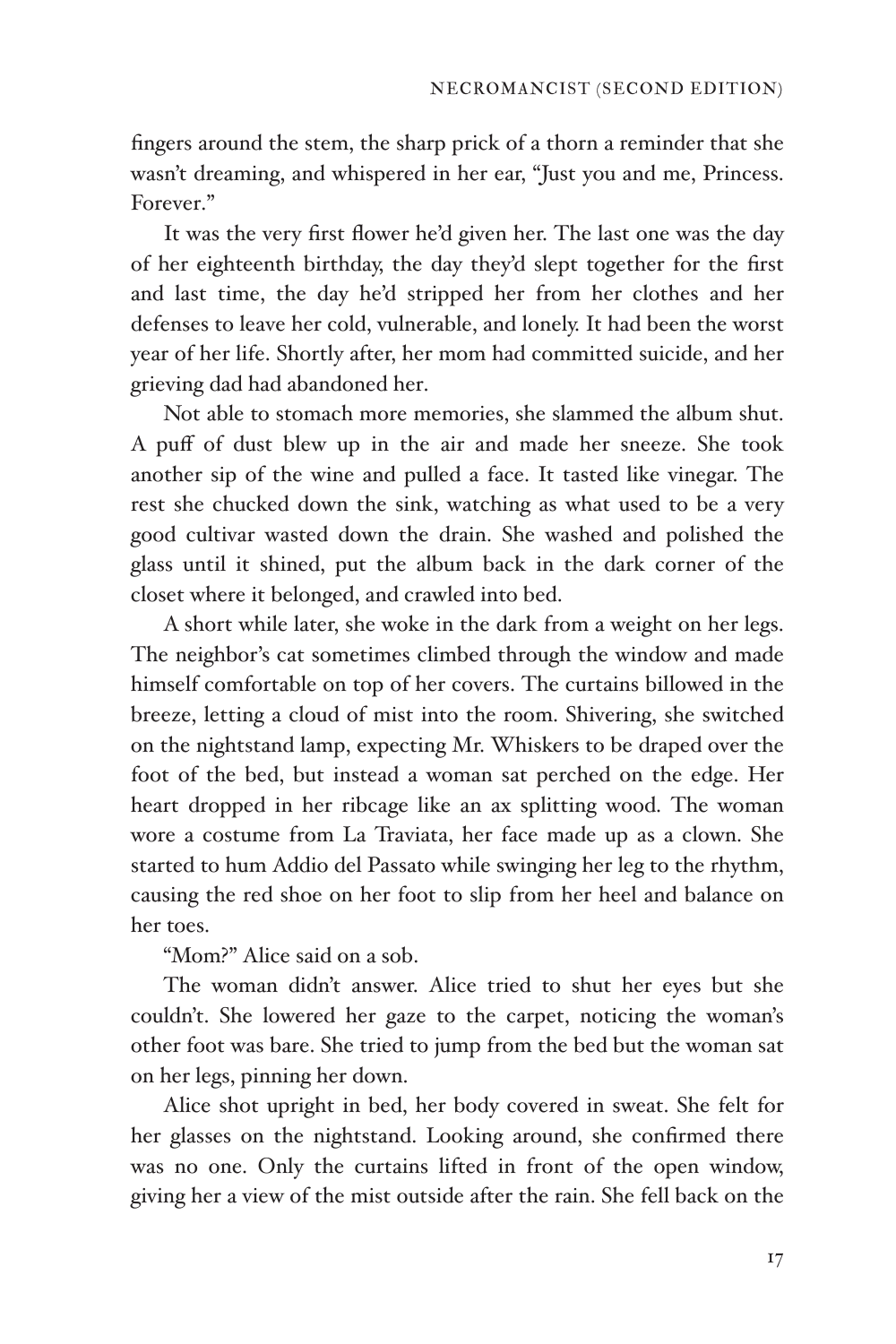fingers around the stem, the sharp prick of a thorn a reminder that she wasn't dreaming, and whispered in her ear, "Just you and me, Princess. Forever."

It was the very first flower he'd given her. The last one was the day of her eighteenth birthday, the day they'd slept together for the first and last time, the day he'd stripped her from her clothes and her defenses to leave her cold, vulnerable, and lonely. It had been the worst year of her life. Shortly after, her mom had committed suicide, and her grieving dad had abandoned her.

Not able to stomach more memories, she slammed the album shut. A puff of dust blew up in the air and made her sneeze. She took another sip of the wine and pulled a face. It tasted like vinegar. The rest she chucked down the sink, watching as what used to be a very good cultivar wasted down the drain. She washed and polished the glass until it shined, put the album back in the dark corner of the closet where it belonged, and crawled into bed.

A short while later, she woke in the dark from a weight on her legs. The neighbor's cat sometimes climbed through the window and made himself comfortable on top of her covers. The curtains billowed in the breeze, letting a cloud of mist into the room. Shivering, she switched on the nightstand lamp, expecting Mr. Whiskers to be draped over the foot of the bed, but instead a woman sat perched on the edge. Her heart dropped in her ribcage like an ax splitting wood. The woman wore a costume from La Traviata, her face made up as a clown. She started to hum Addio del Passato while swinging her leg to the rhythm, causing the red shoe on her foot to slip from her heel and balance on her toes.

"Mom?" Alice said on a sob.

The woman didn't answer. Alice tried to shut her eyes but she couldn't. She lowered her gaze to the carpet, noticing the woman's other foot was bare. She tried to jump from the bed but the woman sat on her legs, pinning her down.

Alice shot upright in bed, her body covered in sweat. She felt for her glasses on the nightstand. Looking around, she confirmed there was no one. Only the curtains lifted in front of the open window, giving her a view of the mist outside after the rain. She fell back on the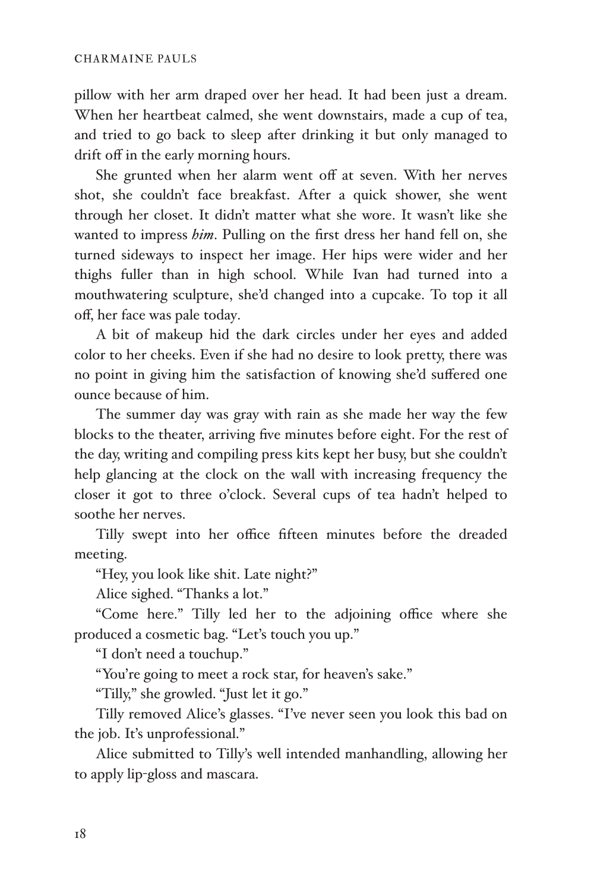pillow with her arm draped over her head. It had been just a dream. When her heartbeat calmed, she went downstairs, made a cup of tea, and tried to go back to sleep after drinking it but only managed to drift off in the early morning hours.

She grunted when her alarm went off at seven. With her nerves shot, she couldn't face breakfast. After a quick shower, she went through her closet. It didn't matter what she wore. It wasn't like she wanted to impress *him*. Pulling on the first dress her hand fell on, she turned sideways to inspect her image. Her hips were wider and her thighs fuller than in high school. While Ivan had turned into a mouthwatering sculpture, she'd changed into a cupcake. To top it all off, her face was pale today.

A bit of makeup hid the dark circles under her eyes and added color to her cheeks. Even if she had no desire to look pretty, there was no point in giving him the satisfaction of knowing she'd suffered one ounce because of him.

The summer day was gray with rain as she made her way the few blocks to the theater, arriving five minutes before eight. For the rest of the day, writing and compiling press kits kept her busy, but she couldn't help glancing at the clock on the wall with increasing frequency the closer it got to three o'clock. Several cups of tea hadn't helped to soothe her nerves.

Tilly swept into her office fifteen minutes before the dreaded meeting.

"Hey, you look like shit. Late night?"

Alice sighed. "Thanks a lot."

"Come here." Tilly led her to the adjoining office where she produced a cosmetic bag. "Let's touch you up."

"I don't need a touchup."

"You're going to meet a rock star, for heaven's sake."

"Tilly," she growled. "Just let it go."

Tilly removed Alice's glasses. "I've never seen you look this bad on the job. It's unprofessional."

Alice submitted to Tilly's well intended manhandling, allowing her to apply lip-gloss and mascara.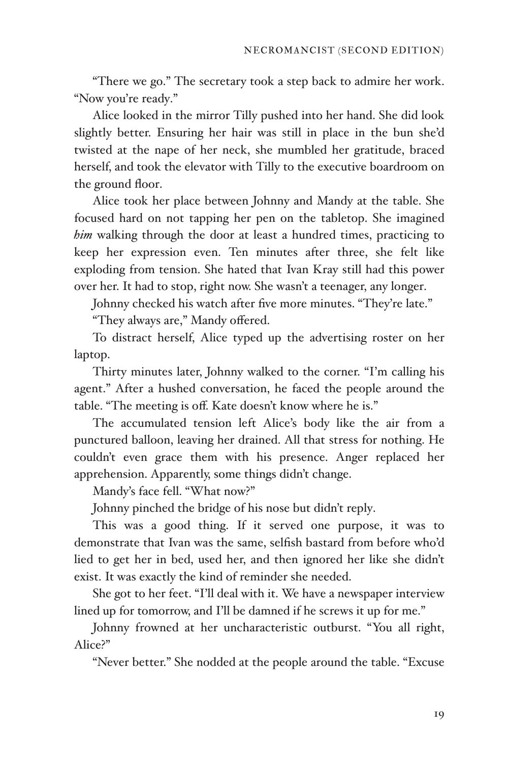"There we go." The secretary took a step back to admire her work. "Now you're ready."

Alice looked in the mirror Tilly pushed into her hand. She did look slightly better. Ensuring her hair was still in place in the bun she'd twisted at the nape of her neck, she mumbled her gratitude, braced herself, and took the elevator with Tilly to the executive boardroom on the ground floor.

Alice took her place between Johnny and Mandy at the table. She focused hard on not tapping her pen on the tabletop. She imagined ***him*** walking through the door at least a hundred times, practicing to keep her expression even. Ten minutes after three, she felt like exploding from tension. She hated that Ivan Kray still had this power over her. It had to stop, right now. She wasn't a teenager, any longer.

Johnny checked his watch after five more minutes. "They're late."

"They always are," Mandy offered.

To distract herself, Alice typed up the advertising roster on her laptop.

Thirty minutes later, Johnny walked to the corner. "I'm calling his agent." After a hushed conversation, he faced the people around the table. "The meeting is off. Kate doesn't know where he is."

The accumulated tension left Alice's body like the air from a punctured balloon, leaving her drained. All that stress for nothing. He couldn't even grace them with his presence. Anger replaced her apprehension. Apparently, some things didn't change.

Mandy's face fell. "What now?"

Johnny pinched the bridge of his nose but didn't reply.

This was a good thing. If it served one purpose, it was to demonstrate that Ivan was the same, selfish bastard from before who'd lied to get her in bed, used her, and then ignored her like she didn't exist. It was exactly the kind of reminder she needed.

She got to her feet. "I'll deal with it. We have a newspaper interview lined up for tomorrow, and I'll be damned if he screws it up for me."

Johnny frowned at her uncharacteristic outburst. "You all right, Alice?"

"Never better." She nodded at the people around the table. "Excuse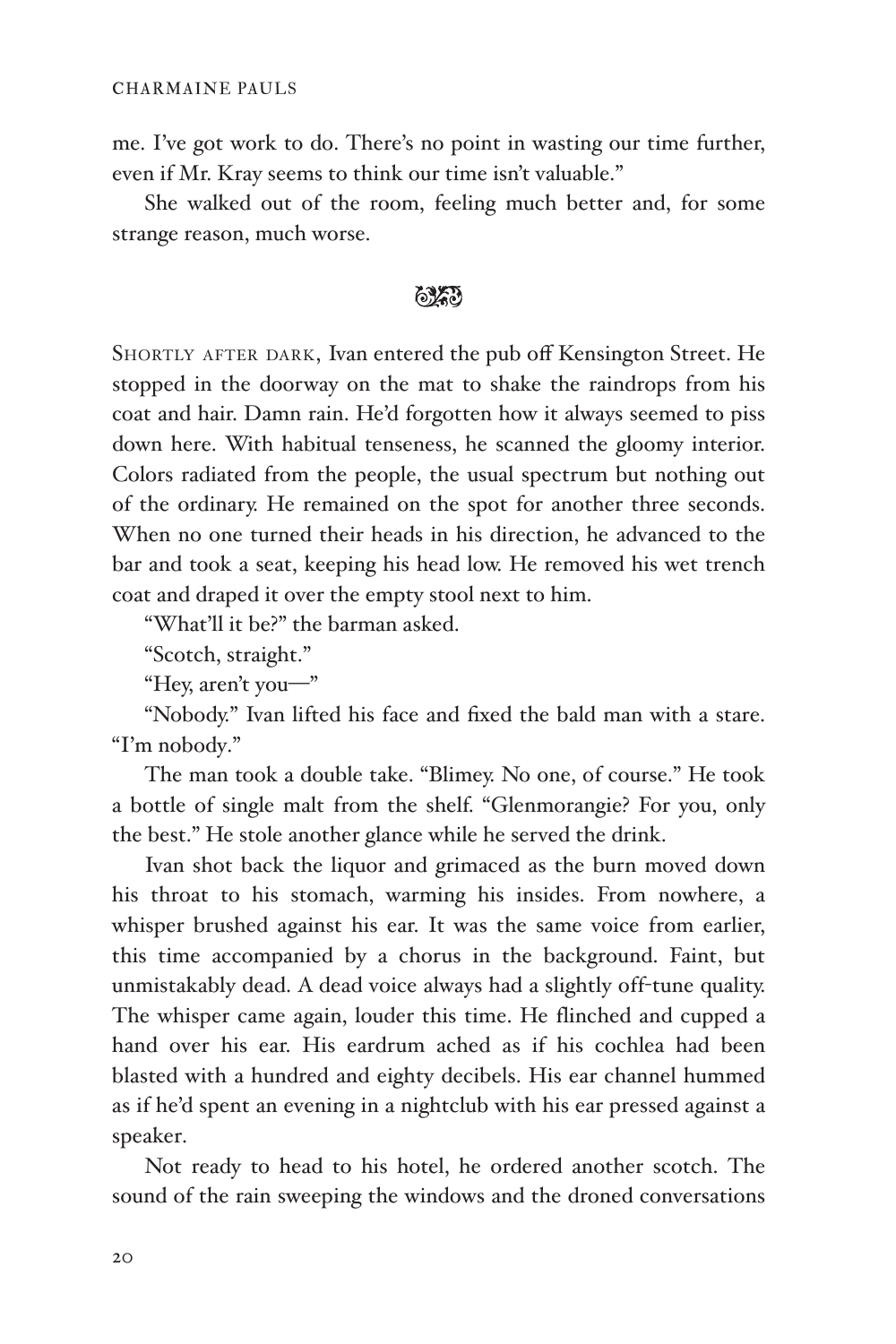me. I've got work to do. There's no point in wasting our time further, even if Mr. Kray seems to think our time isn't valuable."

She walked out of the room, feeling much better and, for some strange reason, much worse.

---

Shortly after dark, Ivan entered the pub off Kensington Street. He stopped in the doorway on the mat to shake the raindrops from his coat and hair. Damn rain. He'd forgotten how it always seemed to piss down here. With habitual tenseness, he scanned the gloomy interior. Colors radiated from the people, the usual spectrum but nothing out of the ordinary. He remained on the spot for another three seconds. When no one turned their heads in his direction, he advanced to the bar and took a seat, keeping his head low. He removed his wet trench coat and draped it over the empty stool next to him.

"What'll it be?" the barman asked.

"Scotch, straight."

"Hey, aren't you—"

"Nobody." Ivan lifted his face and fixed the bald man with a stare. "I'm nobody."

The man took a double take. "Blimey. No one, of course." He took a bottle of single malt from the shelf. "Glenmorangie? For you, only the best." He stole another glance while he served the drink.

Ivan shot back the liquor and grimaced as the burn moved down his throat to his stomach, warming his insides. From nowhere, a whisper brushed against his ear. It was the same voice from earlier, this time accompanied by a chorus in the background. Faint, but unmistakably dead. A dead voice always had a slightly off-tune quality. The whisper came again, louder this time. He flinched and cupped a hand over his ear. His eardrum ached as if his cochlea had been blasted with a hundred and eighty decibels. His ear channel hummed as if he'd spent an evening in a nightclub with his ear pressed against a speaker.

Not ready to head to his hotel, he ordered another scotch. The sound of the rain sweeping the windows and the droned conversations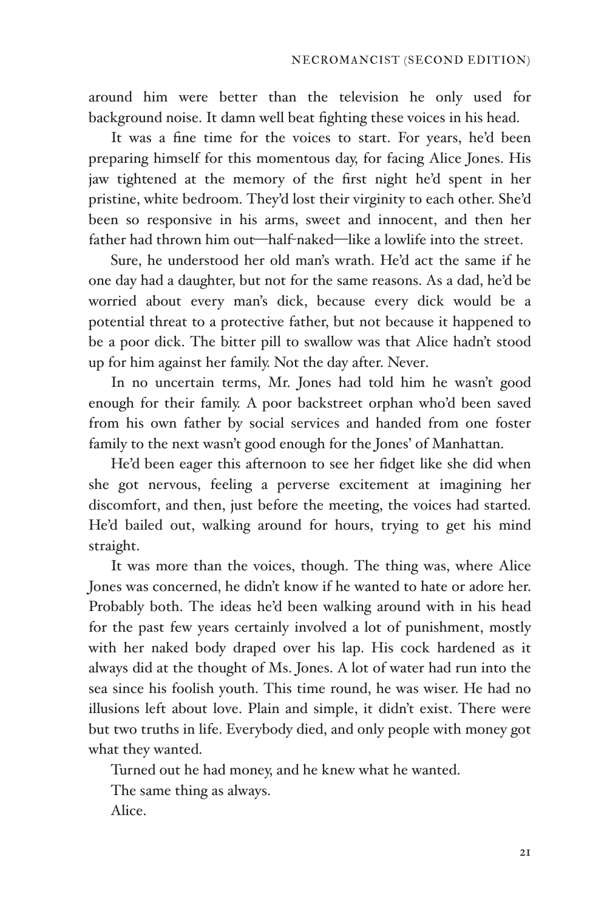around him were better than the television he only used for background noise. It damn well beat fighting these voices in his head.

It was a fine time for the voices to start. For years, he'd been preparing himself for this momentous day, for facing Alice Jones. His jaw tightened at the memory of the first night he'd spent in her pristine, white bedroom. They'd lost their virginity to each other. She'd been so responsive in his arms, sweet and innocent, and then her father had thrown him out—half-naked—like a lowlife into the street.

Sure, he understood her old man's wrath. He'd act the same if he one day had a daughter, but not for the same reasons. As a dad, he'd be worried about every man's dick, because every dick would be a potential threat to a protective father, but not because it happened to be a poor dick. The bitter pill to swallow was that Alice hadn't stood up for him against her family. Not the day after. Never.

In no uncertain terms, Mr. Jones had told him he wasn't good enough for their family. A poor backstreet orphan who'd been saved from his own father by social services and handed from one foster family to the next wasn't good enough for the Jones' of Manhattan.

He'd been eager this afternoon to see her fidget like she did when she got nervous, feeling a perverse excitement at imagining her discomfort, and then, just before the meeting, the voices had started. He'd bailed out, walking around for hours, trying to get his mind straight.

It was more than the voices, though. The thing was, where Alice Jones was concerned, he didn't know if he wanted to hate or adore her. Probably both. The ideas he'd been walking around with in his head for the past few years certainly involved a lot of punishment, mostly with her naked body draped over his lap. His cock hardened as it always did at the thought of Ms. Jones. A lot of water had run into the sea since his foolish youth. This time round, he was wiser. He had no illusions left about love. Plain and simple, it didn't exist. There were but two truths in life. Everybody died, and only people with money got what they wanted.

Turned out he had money, and he knew what he wanted.

The same thing as always.

Alice.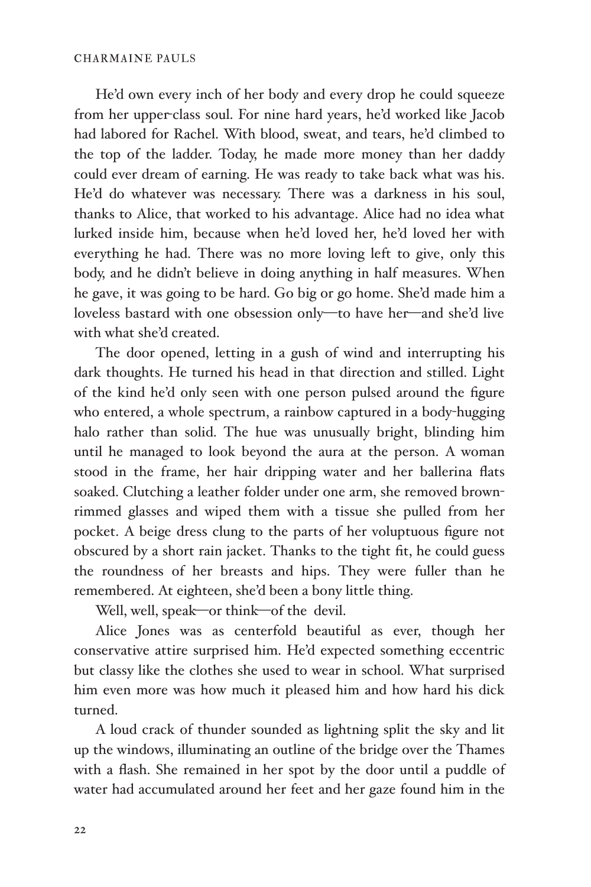He'd own every inch of her body and every drop he could squeeze from her upper-class soul. For nine hard years, he'd worked like Jacob had labored for Rachel. With blood, sweat, and tears, he'd climbed to the top of the ladder. Today, he made more money than her daddy could ever dream of earning. He was ready to take back what was his. He'd do whatever was necessary. There was a darkness in his soul, thanks to Alice, that worked to his advantage. Alice had no idea what lurked inside him, because when he'd loved her, he'd loved her with everything he had. There was no more loving left to give, only this body, and he didn't believe in doing anything in half measures. When he gave, it was going to be hard. Go big or go home. She'd made him a loveless bastard with one obsession only—to have her—and she'd live with what she'd created.

The door opened, letting in a gush of wind and interrupting his dark thoughts. He turned his head in that direction and stilled. Light of the kind he'd only seen with one person pulsed around the figure who entered, a whole spectrum, a rainbow captured in a body-hugging halo rather than solid. The hue was unusually bright, blinding him until he managed to look beyond the aura at the person. A woman stood in the frame, her hair dripping water and her ballerina flats soaked. Clutching a leather folder under one arm, she removed brown-rimmed glasses and wiped them with a tissue she pulled from her pocket. A beige dress clung to the parts of her voluptuous figure not obscured by a short rain jacket. Thanks to the tight fit, he could guess the roundness of her breasts and hips. They were fuller than he remembered. At eighteen, she'd been a bony little thing.

*Well, well, speak—or think—of the devil.*

Alice Jones was as centerfold beautiful as ever, though her conservative attire surprised him. He'd expected something eccentric but classy like the clothes she used to wear in school. What surprised him even more was how much it pleased him and how hard his dick turned.

A loud crack of thunder sounded as lightning split the sky and lit up the windows, illuminating an outline of the bridge over the Thames with a flash. She remained in her spot by the door until a puddle of water had accumulated around her feet and her gaze found him in the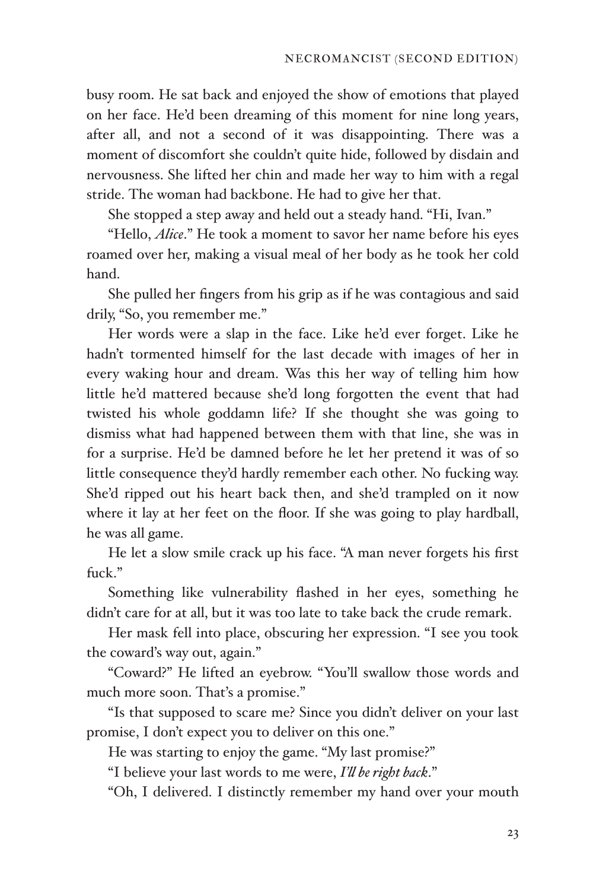busy room. He sat back and enjoyed the show of emotions that played on her face. He'd been dreaming of this moment for nine long years, after all, and not a second of it was disappointing. There was a moment of discomfort she couldn't quite hide, followed by disdain and nervousness. She lifted her chin and made her way to him with a regal stride. The woman had backbone. He had to give her that.

She stopped a step away and held out a steady hand. "Hi, Ivan."

"Hello, *Alice*." He took a moment to savor her name before his eyes roamed over her, making a visual meal of her body as he took her cold hand.

She pulled her fingers from his grip as if he was contagious and said drily, "So, you remember me."

Her words were a slap in the face. Like he'd ever forget. Like he hadn't tormented himself for the last decade with images of her in every waking hour and dream. Was this her way of telling him how little he'd mattered because she'd long forgotten the event that had twisted his whole goddamn life? If she thought she was going to dismiss what had happened between them with that line, she was in for a surprise. He'd be damned before he let her pretend it was of so little consequence they'd hardly remember each other. No fucking way. She'd ripped out his heart back then, and she'd trampled on it now where it lay at her feet on the floor. If she was going to play hardball, he was all game.

He let a slow smile crack up his face. "A man never forgets his first fuck."

Something like vulnerability flashed in her eyes, something he didn't care for at all, but it was too late to take back the crude remark.

Her mask fell into place, obscuring her expression. "I see you took the coward's way out, again."

"Coward?" He lifted an eyebrow. "You'll swallow those words and much more soon. That's a promise."

"Is that supposed to scare me? Since you didn't deliver on your last promise, I don't expect you to deliver on this one."

He was starting to enjoy the game. "My last promise?"

"I believe your last words to me were, *I'll be right back*."

"Oh, I delivered. I distinctly remember my hand over your mouth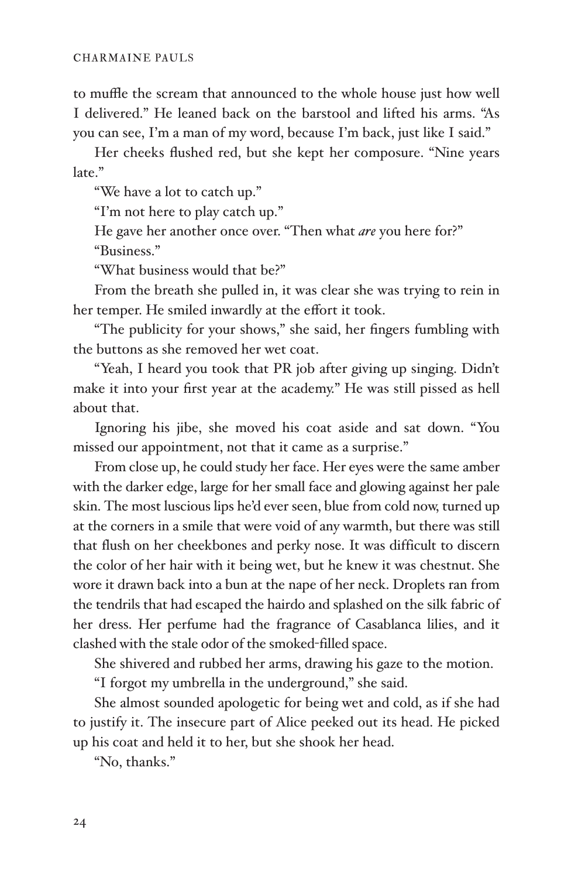to muffle the scream that announced to the whole house just how well I delivered." He leaned back on the barstool and lifted his arms. "As you can see, I'm a man of my word, because I'm back, just like I said."

Her cheeks flushed red, but she kept her composure. "Nine years late."

"We have a lot to catch up."

"I'm not here to play catch up."

He gave her another once over. "Then what *are* you here for?"

"Business."

"What business would that be?"

From the breath she pulled in, it was clear she was trying to rein in her temper. He smiled inwardly at the effort it took.

"The publicity for your shows," she said, her fingers fumbling with the buttons as she removed her wet coat.

"Yeah, I heard you took that PR job after giving up singing. Didn't make it into your first year at the academy." He was still pissed as hell about that.

Ignoring his jibe, she moved his coat aside and sat down. "You missed our appointment, not that it came as a surprise."

From close up, he could study her face. Her eyes were the same amber with the darker edge, large for her small face and glowing against her pale skin. The most luscious lips he'd ever seen, blue from cold now, turned up at the corners in a smile that were void of any warmth, but there was still that flush on her cheekbones and perky nose. It was difficult to discern the color of her hair with it being wet, but he knew it was chestnut. She wore it drawn back into a bun at the nape of her neck. Droplets ran from the tendrils that had escaped the hairdo and splashed on the silk fabric of her dress. Her perfume had the fragrance of Casablanca lilies, and it clashed with the stale odor of the smoked-filled space.

She shivered and rubbed her arms, drawing his gaze to the motion.

"I forgot my umbrella in the underground," she said.

She almost sounded apologetic for being wet and cold, as if she had to justify it. The insecure part of Alice peeked out its head. He picked up his coat and held it to her, but she shook her head.

"No, thanks."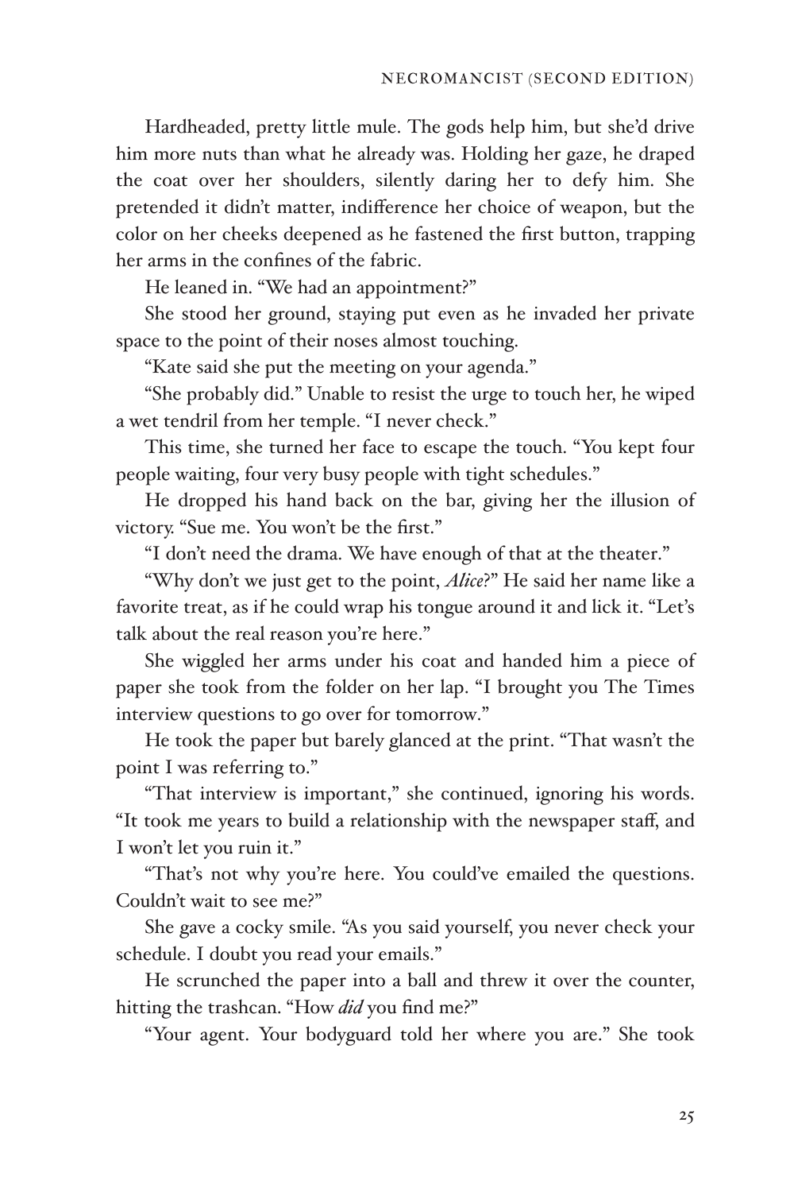Hardheaded, pretty little mule. The gods help him, but she'd drive him more nuts than what he already was. Holding her gaze, he draped the coat over her shoulders, silently daring her to defy him. She pretended it didn't matter, indifference her choice of weapon, but the color on her cheeks deepened as he fastened the first button, trapping her arms in the confines of the fabric.

He leaned in. "We had an appointment?"

She stood her ground, staying put even as he invaded her private space to the point of their noses almost touching.

"Kate said she put the meeting on your agenda."

"She probably did." Unable to resist the urge to touch her, he wiped a wet tendril from her temple. "I never check."

This time, she turned her face to escape the touch. "You kept four people waiting, four very busy people with tight schedules."

He dropped his hand back on the bar, giving her the illusion of victory. "Sue me. You won't be the first."

"I don't need the drama. We have enough of that at the theater."

"Why don't we just get to the point, *Alice*?" He said her name like a favorite treat, as if he could wrap his tongue around it and lick it. "Let's talk about the real reason you're here."

She wiggled her arms under his coat and handed him a piece of paper she took from the folder on her lap. "I brought you The Times interview questions to go over for tomorrow."

He took the paper but barely glanced at the print. "That wasn't the point I was referring to."

"That interview is important," she continued, ignoring his words. "It took me years to build a relationship with the newspaper staff, and I won't let you ruin it."

"That's not why you're here. You could've emailed the questions. Couldn't wait to see me?"

She gave a cocky smile. "As you said yourself, you never check your schedule. I doubt you read your emails."

He scrunched the paper into a ball and threw it over the counter, hitting the trashcan. "How *did* you find me?"

"Your agent. Your bodyguard told her where you are." She took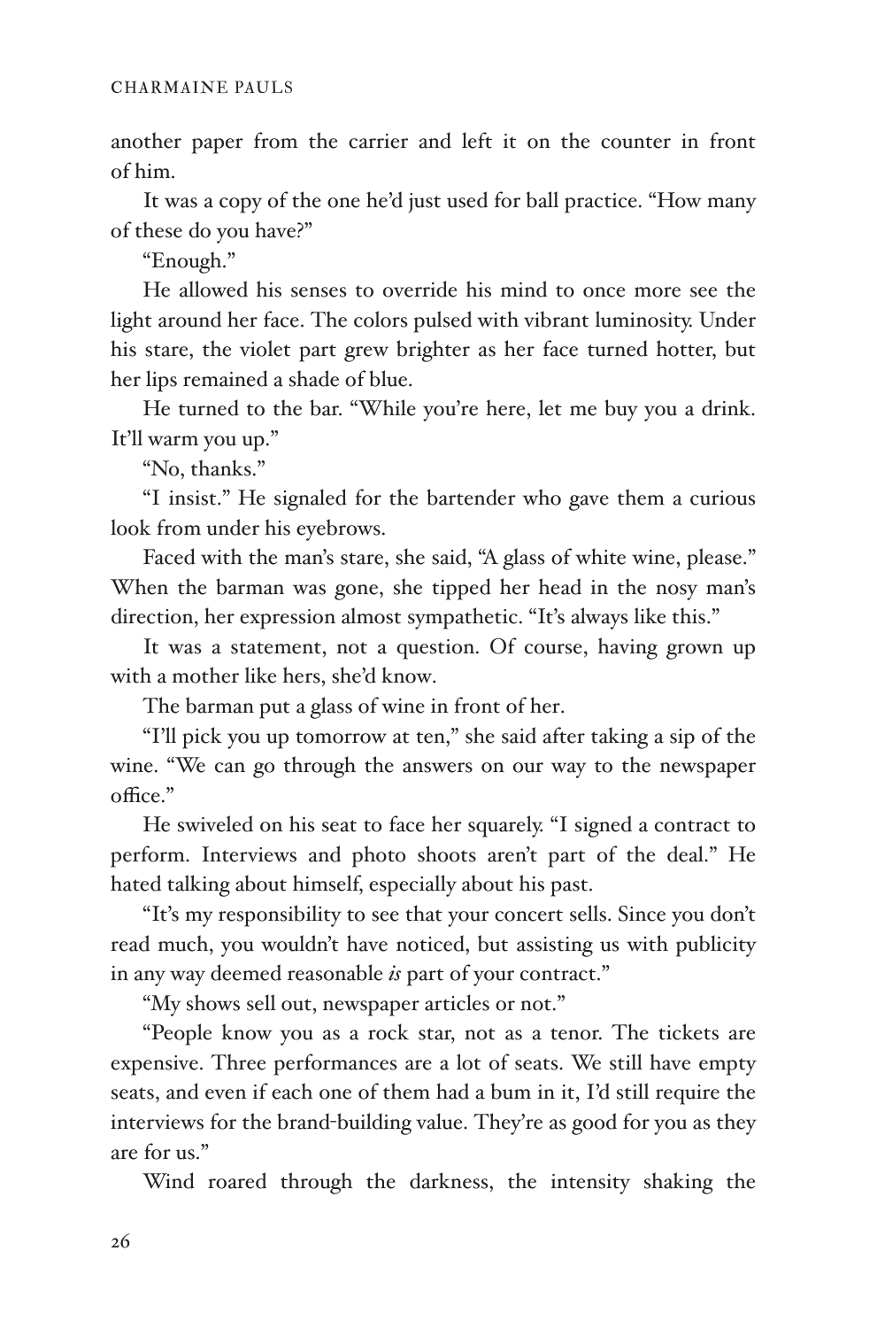another paper from the carrier and left it on the counter in front of him.

It was a copy of the one he'd just used for ball practice. "How many of these do you have?"

"Enough."

He allowed his senses to override his mind to once more see the light around her face. The colors pulsed with vibrant luminosity. Under his stare, the violet part grew brighter as her face turned hotter, but her lips remained a shade of blue.

He turned to the bar. "While you're here, let me buy you a drink. It'll warm you up."

"No, thanks."

"I insist." He signaled for the bartender who gave them a curious look from under his eyebrows.

Faced with the man's stare, she said, "A glass of white wine, please." When the barman was gone, she tipped her head in the nosy man's direction, her expression almost sympathetic. "It's always like this."

It was a statement, not a question. Of course, having grown up with a mother like hers, she'd know.

The barman put a glass of wine in front of her.

"I'll pick you up tomorrow at ten," she said after taking a sip of the wine. "We can go through the answers on our way to the newspaper office."

He swiveled on his seat to face her squarely. "I signed a contract to perform. Interviews and photo shoots aren't part of the deal." He hated talking about himself, especially about his past.

"It's my responsibility to see that your concert sells. Since you don't read much, you wouldn't have noticed, but assisting us with publicity in any way deemed reasonable *is* part of your contract."

"My shows sell out, newspaper articles or not."

"People know you as a rock star, not as a tenor. The tickets are expensive. Three performances are a lot of seats. We still have empty seats, and even if each one of them had a bum in it, I'd still require the interviews for the brand-building value. They're as good for you as they are for us."

Wind roared through the darkness, the intensity shaking the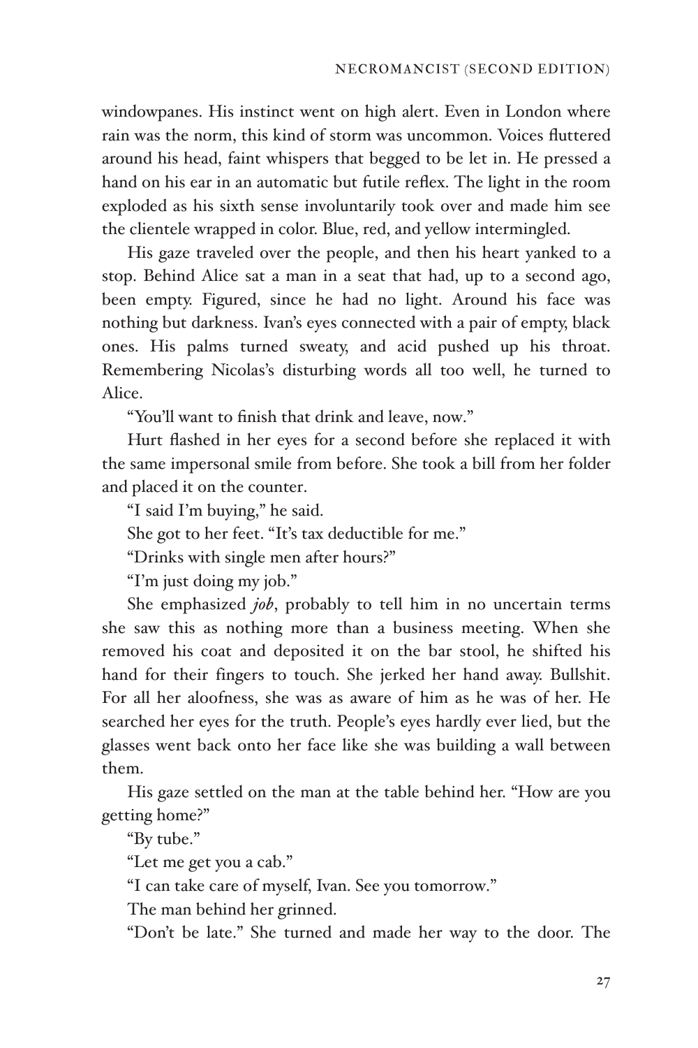windowpanes. His instinct went on high alert. Even in London where rain was the norm, this kind of storm was uncommon. Voices fluttered around his head, faint whispers that begged to be let in. He pressed a hand on his ear in an automatic but futile reflex. The light in the room exploded as his sixth sense involuntarily took over and made him see the clientele wrapped in color. Blue, red, and yellow intermingled.

His gaze traveled over the people, and then his heart yanked to a stop. Behind Alice sat a man in a seat that had, up to a second ago, been empty. Figured, since he had no light. Around his face was nothing but darkness. Ivan's eyes connected with a pair of empty, black ones. His palms turned sweaty, and acid pushed up his throat. Remembering Nicolas's disturbing words all too well, he turned to Alice.

"You'll want to finish that drink and leave, now."

Hurt flashed in her eyes for a second before she replaced it with the same impersonal smile from before. She took a bill from her folder and placed it on the counter.

"I said I'm buying," he said.

She got to her feet. "It's tax deductible for me."

"Drinks with single men after hours?"

"I'm just doing my job."

She emphasized *job*, probably to tell him in no uncertain terms she saw this as nothing more than a business meeting. When she removed his coat and deposited it on the bar stool, he shifted his hand for their fingers to touch. She jerked her hand away. Bullshit. For all her aloofness, she was as aware of him as he was of her. He searched her eyes for the truth. People's eyes hardly ever lied, but the glasses went back onto her face like she was building a wall between them.

His gaze settled on the man at the table behind her. "How are you getting home?"

"By tube."

"Let me get you a cab."

"I can take care of myself, Ivan. See you tomorrow."

The man behind her grinned.

"Don't be late." She turned and made her way to the door. The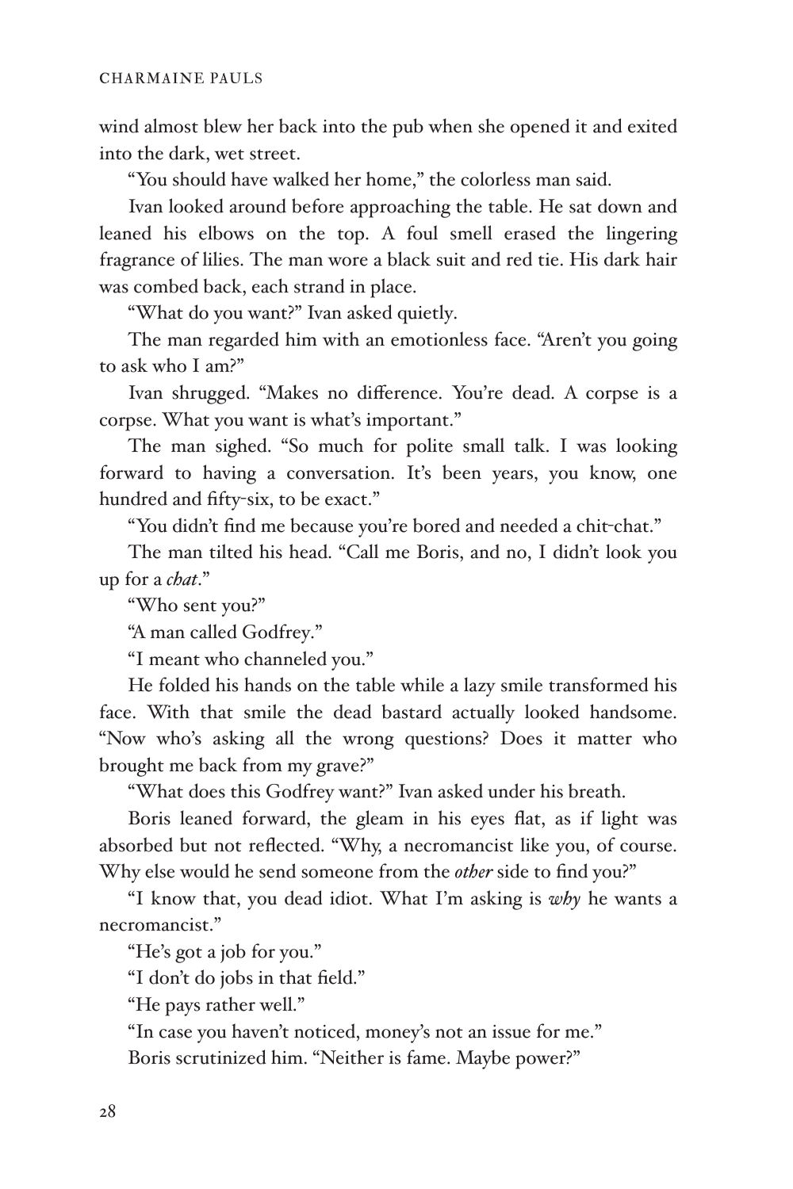wind almost blew her back into the pub when she opened it and exited into the dark, wet street.

"You should have walked her home," the colorless man said.

Ivan looked around before approaching the table. He sat down and leaned his elbows on the top. A foul smell erased the lingering fragrance of lilies. The man wore a black suit and red tie. His dark hair was combed back, each strand in place.

"What do you want?" Ivan asked quietly.

The man regarded him with an emotionless face. "Aren't you going to ask who I am?"

Ivan shrugged. "Makes no difference. You're dead. A corpse is a corpse. What you want is what's important."

The man sighed. "So much for polite small talk. I was looking forward to having a conversation. It's been years, you know, one hundred and fifty-six, to be exact."

"You didn't find me because you're bored and needed a chit-chat."

The man tilted his head. "Call me Boris, and no, I didn't look you up for a *chat*."

"Who sent you?"

"A man called Godfrey."

"I meant who channeled you."

He folded his hands on the table while a lazy smile transformed his face. With that smile the dead bastard actually looked handsome. "Now who's asking all the wrong questions? Does it matter who brought me back from my grave?"

"What does this Godfrey want?" Ivan asked under his breath.

Boris leaned forward, the gleam in his eyes flat, as if light was absorbed but not reflected. "Why, a necromancist like you, of course. Why else would he send someone from the *other* side to find you?"

"I know that, you dead idiot. What I'm asking is *why* he wants a necromancist."

"He's got a job for you."

"I don't do jobs in that field."

"He pays rather well."

"In case you haven't noticed, money's not an issue for me."

Boris scrutinized him. "Neither is fame. Maybe power?"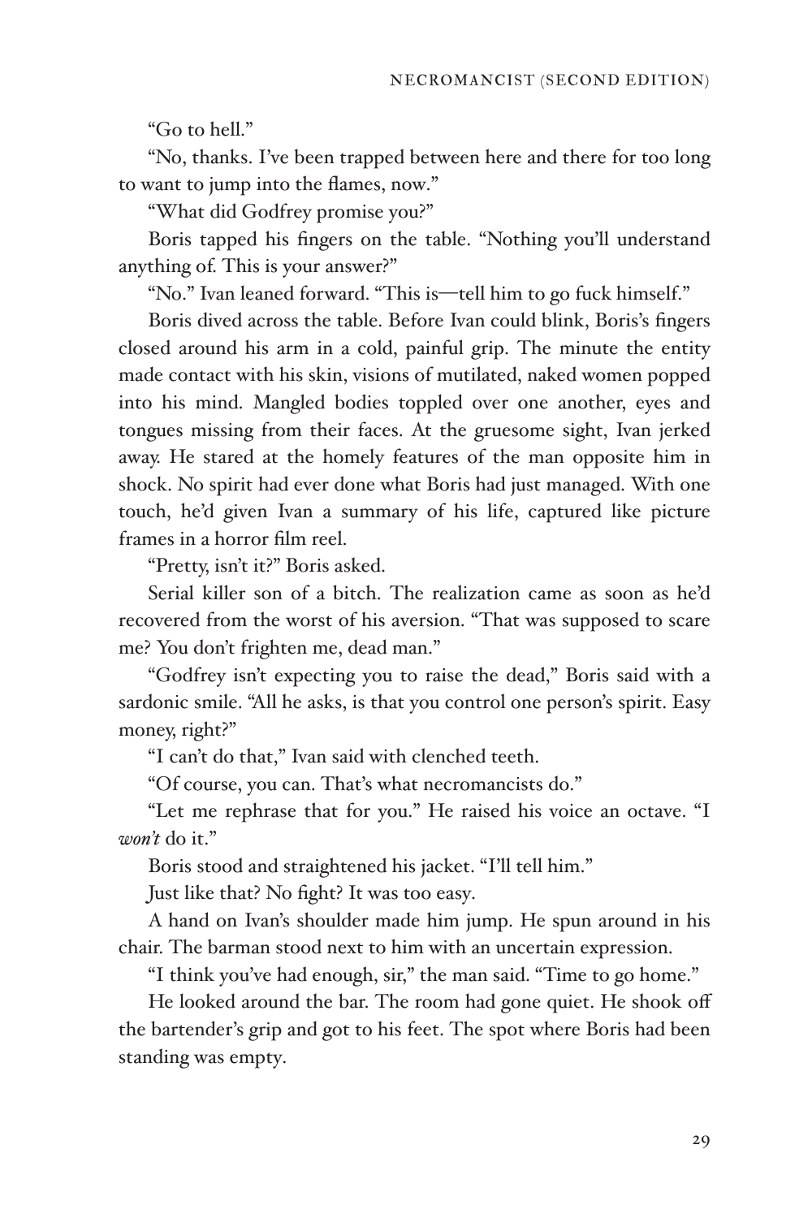"Go to hell."

"No, thanks. I've been trapped between here and there for too long to want to jump into the flames, now."

"What did Godfrey promise you?"

Boris tapped his fingers on the table. "Nothing you'll understand anything of. This is your answer?"

"No." Ivan leaned forward. "This is—tell him to go fuck himself."

Boris dived across the table. Before Ivan could blink, Boris's fingers closed around his arm in a cold, painful grip. The minute the entity made contact with his skin, visions of mutilated, naked women popped into his mind. Mangled bodies toppled over one another, eyes and tongues missing from their faces. At the gruesome sight, Ivan jerked away. He stared at the homely features of the man opposite him in shock. No spirit had ever done what Boris had just managed. With one touch, he'd given Ivan a summary of his life, captured like picture frames in a horror film reel.

"Pretty, isn't it?" Boris asked.

Serial killer son of a bitch. The realization came as soon as he'd recovered from the worst of his aversion. "That was supposed to scare me? You don't frighten me, dead man."

"Godfrey isn't expecting you to raise the dead," Boris said with a sardonic smile. "All he asks, is that you control one person's spirit. Easy money, right?"

"I can't do that," Ivan said with clenched teeth.

"Of course, you can. That's what necromancists do."

"Let me rephrase that for you." He raised his voice an octave. "I *won't* do it."

Boris stood and straightened his jacket. "I'll tell him."

Just like that? No fight? It was too easy.

A hand on Ivan's shoulder made him jump. He spun around in his chair. The barman stood next to him with an uncertain expression.

"I think you've had enough, sir," the man said. "Time to go home."

He looked around the bar. The room had gone quiet. He shook off the bartender's grip and got to his feet. The spot where Boris had been standing was empty.